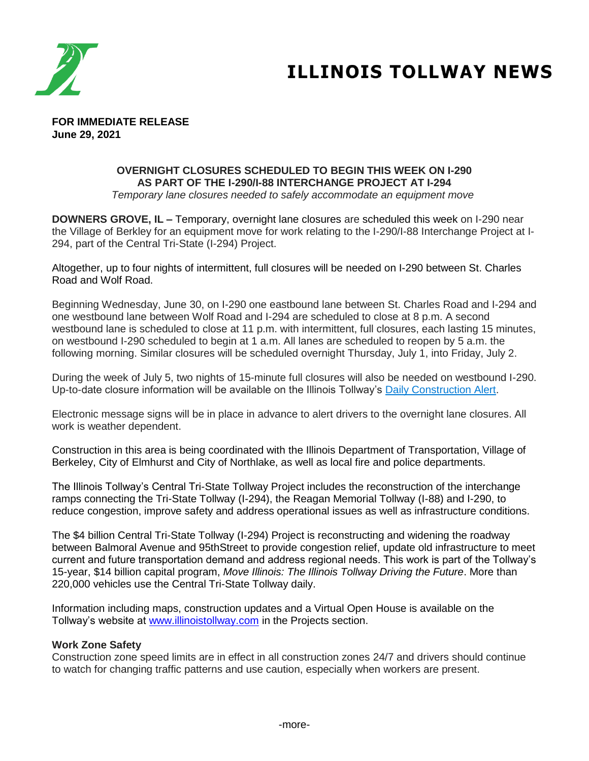# ILLINOIS TOLLWAY NEWS

**FOR IMMEDIATE RELEASE**
**June 29, 2021**

**OVERNIGHT CLOSURES SCHEDULED TO BEGIN THIS WEEK ON I-290 AS PART OF THE I-290/I-88 INTERCHANGE PROJECT AT I-294**

*Temporary lane closures needed to safely accommodate an equipment move*

**DOWNERS GROVE, IL –** Temporary, overnight lane closures are scheduled this week on I-290 near the Village of Berkley for an equipment move for work relating to the I-290/I-88 Interchange Project at I-294, part of the Central Tri-State (I-294) Project.

Altogether, up to four nights of intermittent, full closures will be needed on I-290 between St. Charles Road and Wolf Road.

Beginning Wednesday, June 30, on I-290 one eastbound lane between St. Charles Road and I-294 and one westbound lane between Wolf Road and I-294 are scheduled to close at 8 p.m. A second westbound lane is scheduled to close at 11 p.m. with intermittent, full closures, each lasting 15 minutes, on westbound I-290 scheduled to begin at 1 a.m. All lanes are scheduled to reopen by 5 a.m. the following morning. Similar closures will be scheduled overnight Thursday, July 1, into Friday, July 2.

During the week of July 5, two nights of 15-minute full closures will also be needed on westbound I-290. Up-to-date closure information will be available on the Illinois Tollway's [Daily Construction Alert](Daily Construction Alert).

Electronic message signs will be in place in advance to alert drivers to the overnight lane closures. All work is weather dependent.

Construction in this area is being coordinated with the Illinois Department of Transportation, Village of Berkeley, City of Elmhurst and City of Northlake, as well as local fire and police departments.

The Illinois Tollway's Central Tri-State Tollway Project includes the reconstruction of the interchange ramps connecting the Tri-State Tollway (I-294), the Reagan Memorial Tollway (I-88) and I-290, to reduce congestion, improve safety and address operational issues as well as infrastructure conditions.

The $4 billion Central Tri-State Tollway (I-294) Project is reconstructing and widening the roadway between Balmoral Avenue and 95thStreet to provide congestion relief, update old infrastructure to meet current and future transportation demand and address regional needs. This work is part of the Tollway's 15-year, $14 billion capital program, *Move Illinois: The Illinois Tollway Driving the Future*. More than 220,000 vehicles use the Central Tri-State Tollway daily.

Information including maps, construction updates and a Virtual Open House is available on the Tollway's website at [www.illinoistollway.com](www.illinoistollway.com) in the Projects section.

**Work Zone Safety**

Construction zone speed limits are in effect in all construction zones 24/7 and drivers should continue to watch for changing traffic patterns and use caution, especially when workers are present.

-more-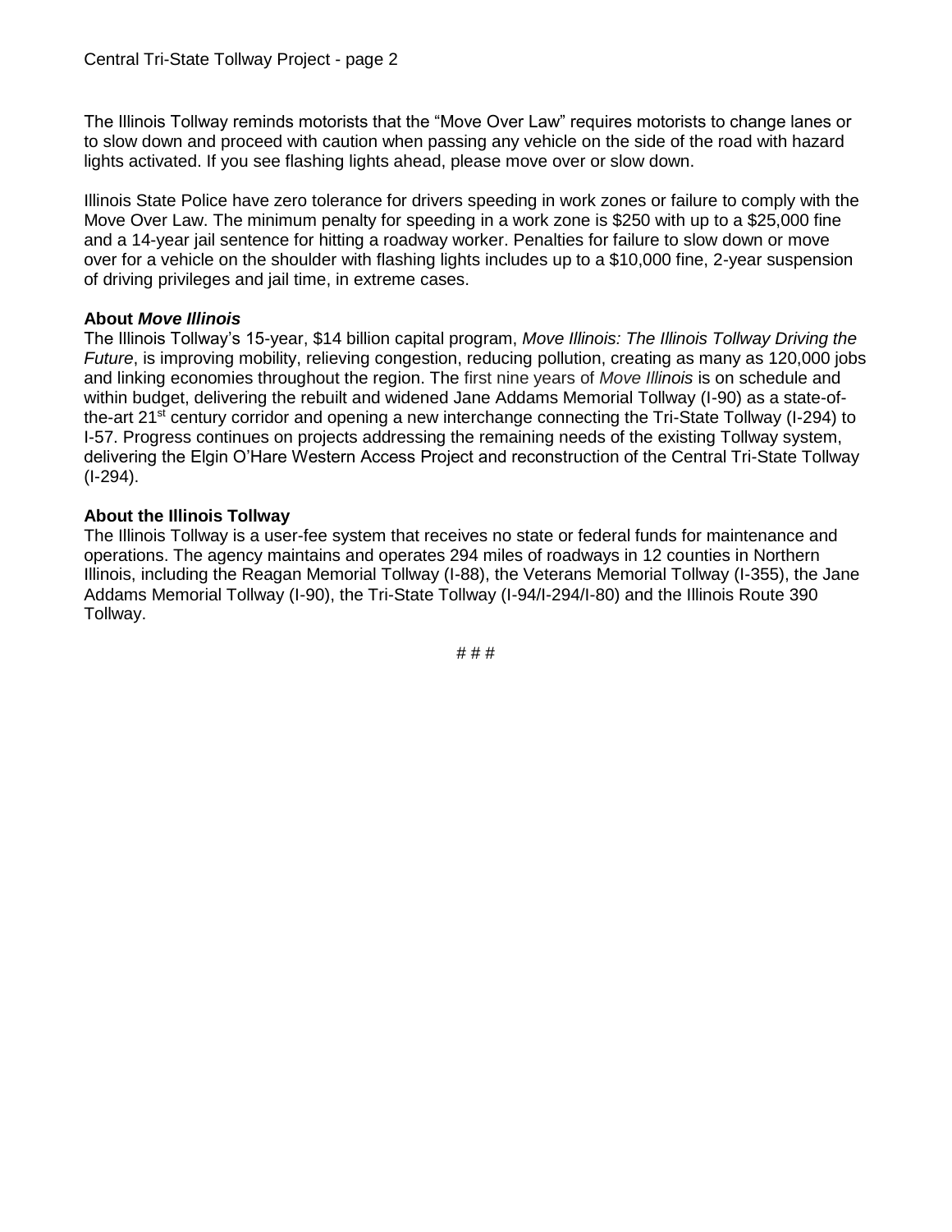The Illinois Tollway reminds motorists that the "Move Over Law" requires motorists to change lanes or to slow down and proceed with caution when passing any vehicle on the side of the road with hazard lights activated. If you see flashing lights ahead, please move over or slow down.

Illinois State Police have zero tolerance for drivers speeding in work zones or failure to comply with the Move Over Law. The minimum penalty for speeding in a work zone is $250 with up to a $25,000 fine and a 14-year jail sentence for hitting a roadway worker. Penalties for failure to slow down or move over for a vehicle on the shoulder with flashing lights includes up to a $10,000 fine, 2-year suspension of driving privileges and jail time, in extreme cases.

**About *Move Illinois***

The Illinois Tollway's 15-year, $14 billion capital program, *Move Illinois: The Illinois Tollway Driving the Future*, is improving mobility, relieving congestion, reducing pollution, creating as many as 120,000 jobs and linking economies throughout the region. The first nine years of *Move Illinois* is on schedule and within budget, delivering the rebuilt and widened Jane Addams Memorial Tollway (I-90) as a state-of-the-art 21st century corridor and opening a new interchange connecting the Tri-State Tollway (I-294) to I-57. Progress continues on projects addressing the remaining needs of the existing Tollway system, delivering the Elgin O'Hare Western Access Project and reconstruction of the Central Tri-State Tollway (I-294).

**About the Illinois Tollway**

The Illinois Tollway is a user-fee system that receives no state or federal funds for maintenance and operations. The agency maintains and operates 294 miles of roadways in 12 counties in Northern Illinois, including the Reagan Memorial Tollway (I-88), the Veterans Memorial Tollway (I-355), the Jane Addams Memorial Tollway (I-90), the Tri-State Tollway (I-94/I-294/I-80) and the Illinois Route 390 Tollway.

# # #